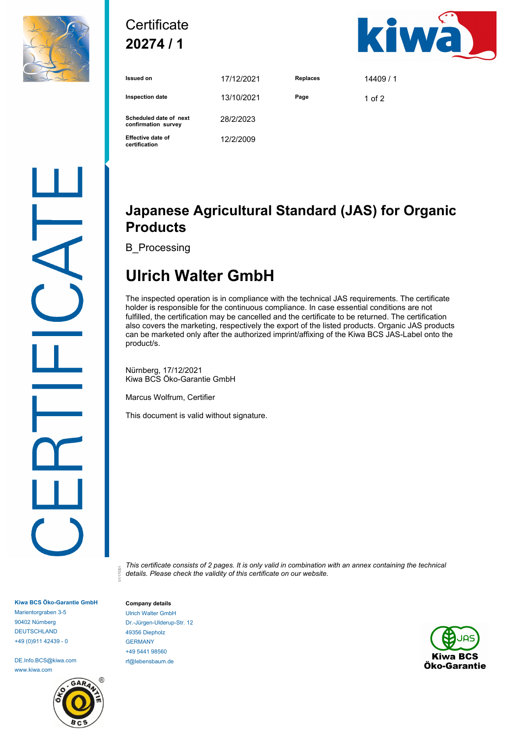# Certificate
## 20274 / 1

| | | | |
|---|---|---|---|
| **Issued on** | 17/12/2021 | **Replaces** | 14409 / 1 |
| **Inspection date** | 13/10/2021 | **Page** | 1 of 2 |
| **Scheduled date of next confirmation survey** | 28/2/2023 | | |
| **Effective date of certification** | 12/2/2009 | | |

CERTIFICATE

## Japanese Agricultural Standard (JAS) for Organic Products

B_Processing

## Ulrich Walter GmbH

The inspected operation is in compliance with the technical JAS requirements. The certificate holder is responsible for the continuous compliance. In case essential conditions are not fulfilled, the certification may be cancelled and the certificate to be returned. The certification also covers the marketing, respectively the export of the listed products. Organic JAS products can be marketed only after the authorized imprint/affixing of the Kiwa BCS JAS-Label onto the product/s.

Nürnberg, 17/12/2021
Kiwa BCS Öko-Garantie GmbH

Marcus Wolfrum, Certifier

This document is valid without signature.

*This certificate consists of 2 pages. It is only valid in combination with an annex containing the technical details. Please check the validity of this certificate on our website.*

**Kiwa BCS Öko-Garantie GmbH**
Marientorgraben 3-5
90402 Nürnberg
DEUTSCHLAND
+49 (0)911 42439 - 0

DE.Info.BCS@kiwa.com
www.kiwa.com

**Company details**
Ulrich Walter GmbH
Dr.-Jürgen-Ulderup-Str. 12
49356 Diepholz
GERMANY
+49 5441 98560
rf@lebensbaum.de

Kiwa BCS Öko-Garantie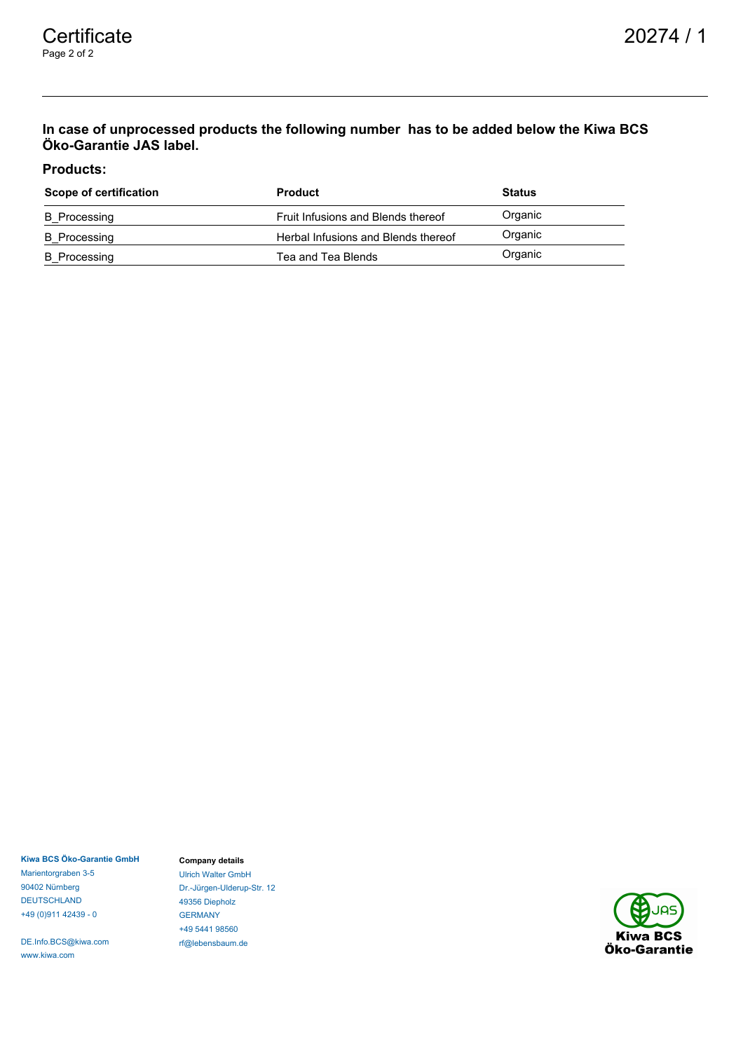**In case of unprocessed products the following number has to be added below the Kiwa BCS Öko-Garantie JAS label.**

### Products:

| Scope of certification | Product | Status |
|---|---|---|
| B_Processing | Fruit Infusions and Blends thereof | Organic |
| B_Processing | Herbal Infusions and Blends thereof | Organic |
| B_Processing | Tea and Tea Blends | Organic |

**Kiwa BCS Öko-Garantie GmbH**
Marientorgraben 3-5
90402 Nürnberg
DEUTSCHLAND
+49 (0)911 42439 - 0

DE.Info.BCS@kiwa.com
www.kiwa.com

**Company details**
Ulrich Walter GmbH
Dr.-Jürgen-Ulderup-Str. 12
49356 Diepholz
GERMANY
+49 5441 98560
rf@lebensbaum.de

JAS
Kiwa BCS
Öko-Garantie